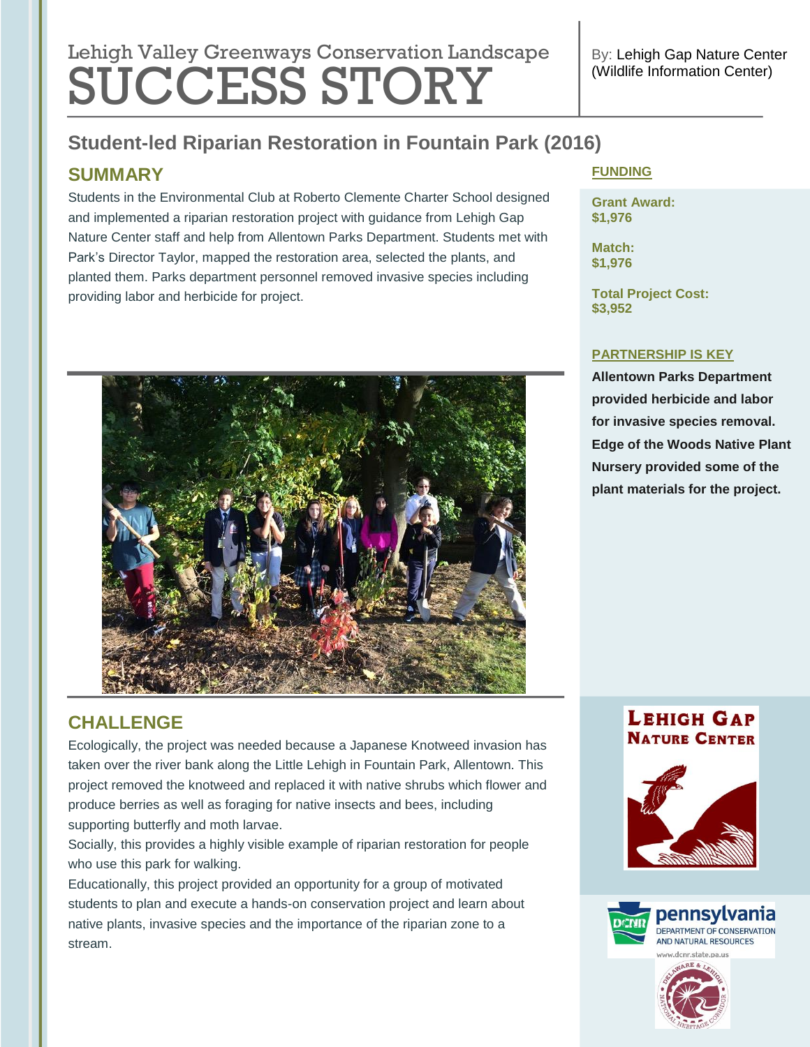# Lehigh Valley Greenways Conservation Landscape SUCCESS STORY

By: Lehigh Gap Nature Center (Wildlife Information Center)

## Student-led Riparian Restoration in Fountain Park (2016)

### SUMMARY

Students in the Environmental Club at Roberto Clemente Charter School designed and implemented a riparian restoration project with guidance from Lehigh Gap Nature Center staff and help from Allentown Parks Department. Students met with Park's Director Taylor, mapped the restoration area, selected the plants, and planted them. Parks department personnel removed invasive species including providing labor and herbicide for project.

### CHALLENGE

Ecologically, the project was needed because a Japanese Knotweed invasion has taken over the river bank along the Little Lehigh in Fountain Park, Allentown. This project removed the knotweed and replaced it with native shrubs which flower and produce berries as well as foraging for native insects and bees, including supporting butterfly and moth larvae.

Socially, this provides a highly visible example of riparian restoration for people who use this park for walking.

Educationally, this project provided an opportunity for a group of motivated students to plan and execute a hands-on conservation project and learn about native plants, invasive species and the importance of the riparian zone to a stream.

### FUNDING

**Grant Award:**
**$1,976**

**Match:**
**$1,976**

**Total Project Cost:**
**$3,952**

### PARTNERSHIP IS KEY

**Allentown Parks Department provided herbicide and labor for invasive species removal. Edge of the Woods Native Plant Nursery provided some of the plant materials for the project.**

LEHIGH GAP NATURE CENTER

pennsylvania DEPARTMENT OF CONSERVATION AND NATURAL RESOURCES
www.dcnr.state.pa.us

DELAWARE & LEHIGH NATIONAL HERITAGE CORRIDOR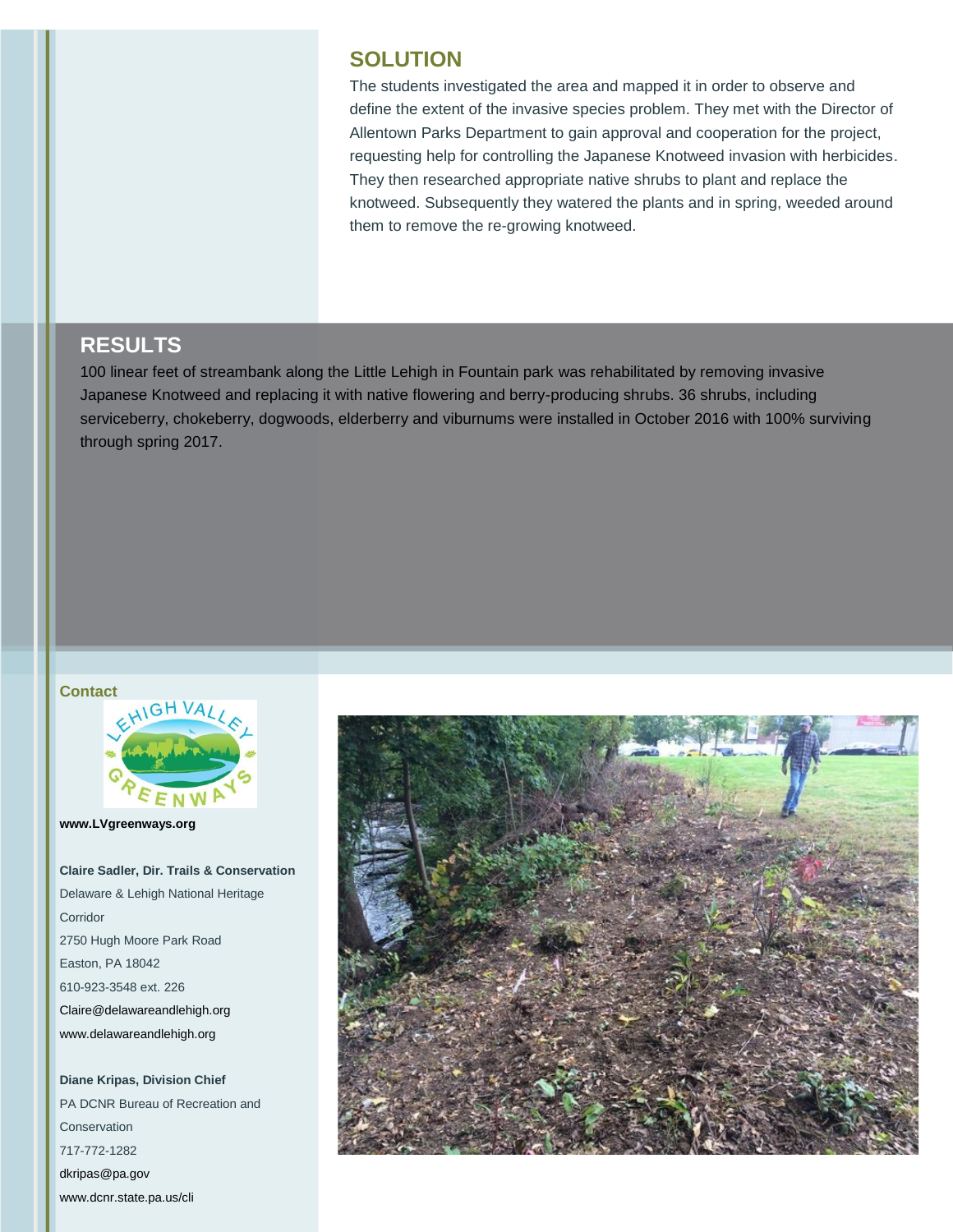## SOLUTION

The students investigated the area and mapped it in order to observe and define the extent of the invasive species problem. They met with the Director of Allentown Parks Department to gain approval and cooperation for the project, requesting help for controlling the Japanese Knotweed invasion with herbicides. They then researched appropriate native shrubs to plant and replace the knotweed. Subsequently they watered the plants and in spring, weeded around them to remove the re-growing knotweed.

## RESULTS

100 linear feet of streambank along the Little Lehigh in Fountain park was rehabilitated by removing invasive Japanese Knotweed and replacing it with native flowering and berry-producing shrubs. 36 shrubs, including serviceberry, chokeberry, dogwoods, elderberry and viburnums were installed in October 2016 with 100% surviving through spring 2017.

### Contact

**www.LVgreenways.org**

**Claire Sadler, Dir. Trails & Conservation**
Delaware & Lehigh National Heritage Corridor
2750 Hugh Moore Park Road
Easton, PA 18042
610-923-3548 ext. 226
Claire@delawareandlehigh.org
www.delawareandlehigh.org

**Diane Kripas, Division Chief**
PA DCNR Bureau of Recreation and Conservation
717-772-1282
dkripas@pa.gov
www.dcnr.state.pa.us/cli